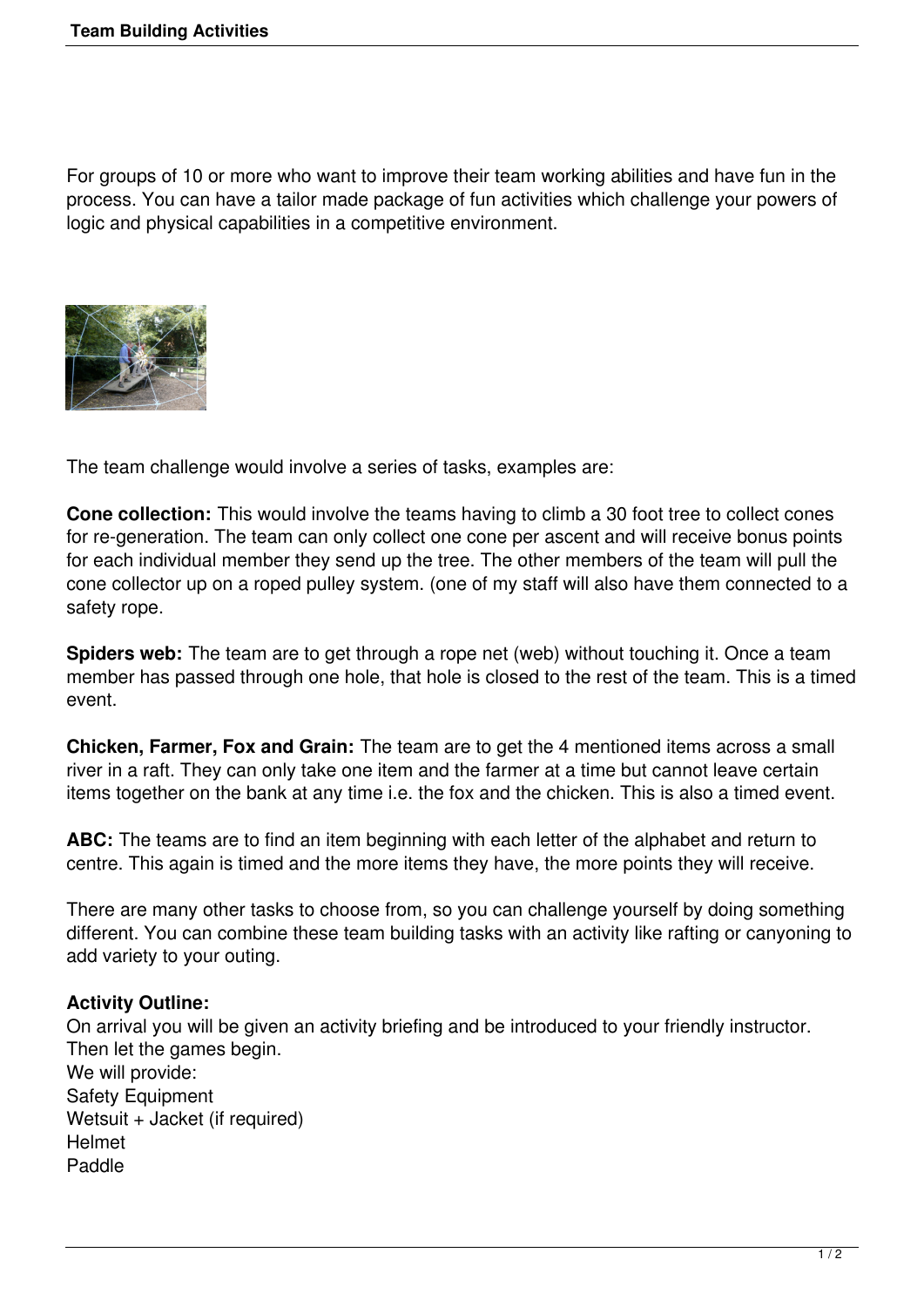For groups of 10 or more who want to improve their team working abilities and have fun in the process. You can have a tailor made package of fun activities which challenge your powers of logic and physical capabilities in a competitive environment.

The team challenge would involve a series of tasks, examples are:

**Cone collection:** This would involve the teams having to climb a 30 foot tree to collect cones for re-generation. The team can only collect one cone per ascent and will receive bonus points for each individual member they send up the tree. The other members of the team will pull the cone collector up on a roped pulley system. (one of my staff will also have them connected to a safety rope.

**Spiders web:** The team are to get through a rope net (web) without touching it. Once a team member has passed through one hole, that hole is closed to the rest of the team. This is a timed event.

**Chicken, Farmer, Fox and Grain:** The team are to get the 4 mentioned items across a small river in a raft. They can only take one item and the farmer at a time but cannot leave certain items together on the bank at any time i.e. the fox and the chicken. This is also a timed event.

**ABC:** The teams are to find an item beginning with each letter of the alphabet and return to centre. This again is timed and the more items they have, the more points they will receive.

There are many other tasks to choose from, so you can challenge yourself by doing something different. You can combine these team building tasks with an activity like rafting or canyoning to add variety to your outing.

**Activity Outline:**
On arrival you will be given an activity briefing and be introduced to your friendly instructor.
Then let the games begin.
We will provide:
Safety Equipment
Wetsuit + Jacket (if required)
Helmet
Paddle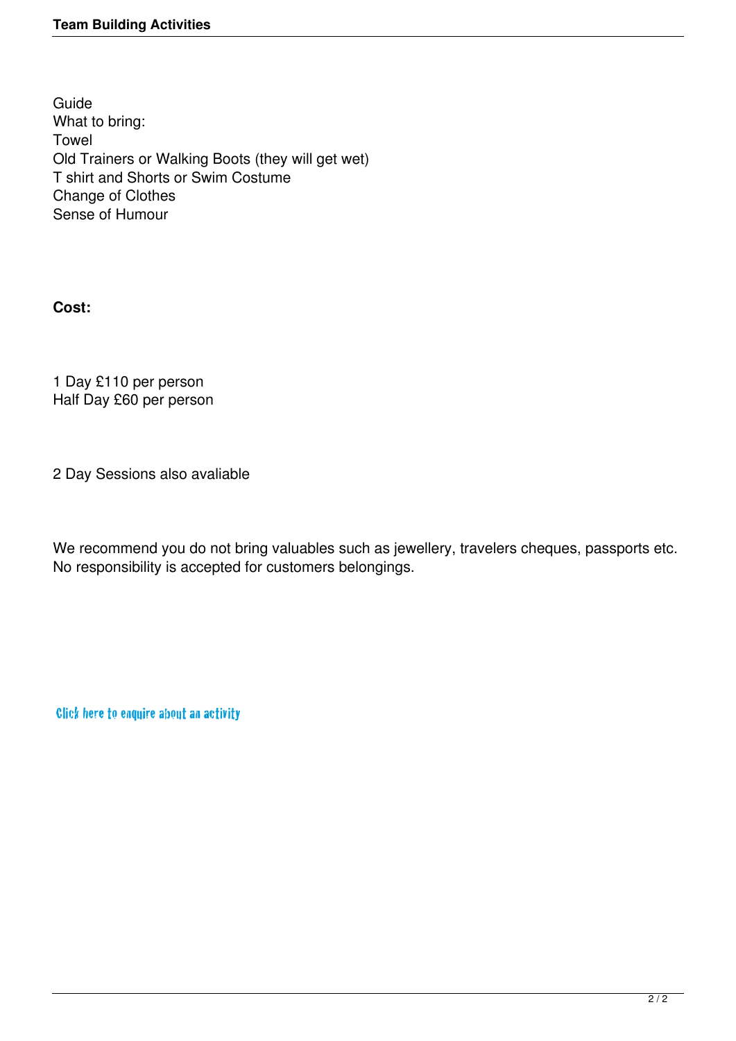Guide
What to bring:
Towel
Old Trainers or Walking Boots (they will get wet)
T shirt and Shorts or Swim Costume
Change of Clothes
Sense of Humour

**Cost:**

1 Day £110 per person
Half Day £60 per person

2 Day Sessions also avaliable

We recommend you do not bring valuables such as jewellery, travelers cheques, passports etc. No responsibility is accepted for customers belongings.

Click here to enquire about an activity